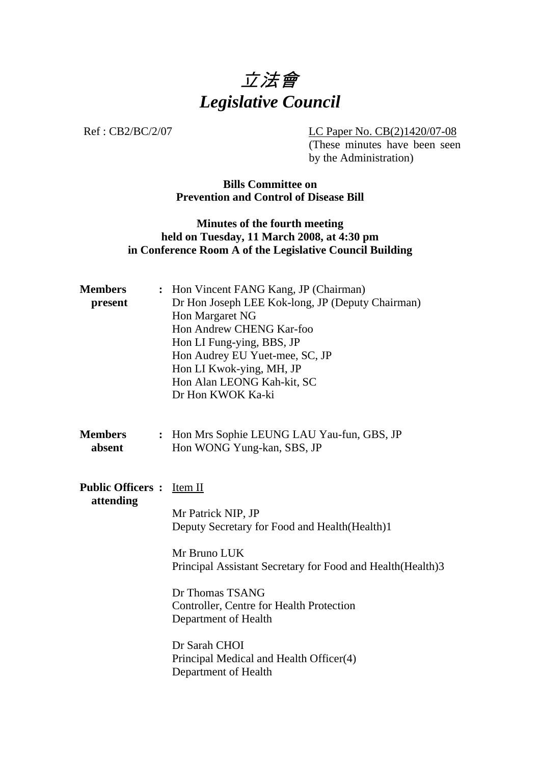# 立法會
# *Legislative Council*

Ref : CB2/BC/2/07

LC Paper No. CB(2)1420/07-08
(These minutes have been seen by the Administration)

**Bills Committee on**
**Prevention and Control of Disease Bill**

**Minutes of the fourth meeting**
**held on Tuesday, 11 March 2008, at 4:30 pm**
**in Conference Room A of the Legislative Council Building**

**Members present** :
Hon Vincent FANG Kang, JP (Chairman)
Dr Hon Joseph LEE Kok-long, JP (Deputy Chairman)
Hon Margaret NG
Hon Andrew CHENG Kar-foo
Hon LI Fung-ying, BBS, JP
Hon Audrey EU Yuet-mee, SC, JP
Hon LI Kwok-ying, MH, JP
Hon Alan LEONG Kah-kit, SC
Dr Hon KWOK Ka-ki

**Members absent** :
Hon Mrs Sophie LEUNG LAU Yau-fun, GBS, JP
Hon WONG Yung-kan, SBS, JP

**Public Officers attending** :
Item II

Mr Patrick NIP, JP
Deputy Secretary for Food and Health(Health)1

Mr Bruno LUK
Principal Assistant Secretary for Food and Health(Health)3

Dr Thomas TSANG
Controller, Centre for Health Protection
Department of Health

Dr Sarah CHOI
Principal Medical and Health Officer(4)
Department of Health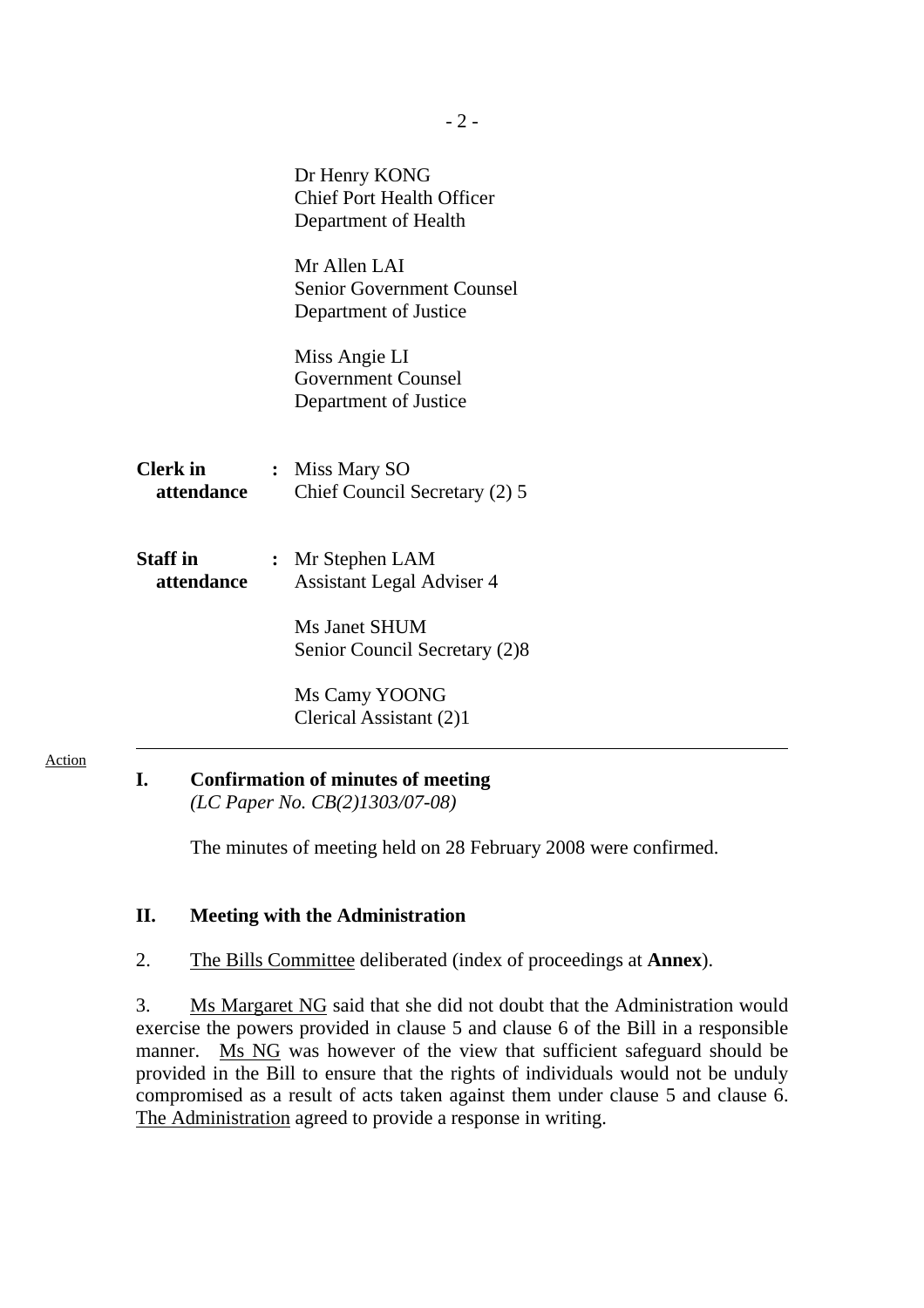Dr Henry KONG
Chief Port Health Officer
Department of Health

Mr Allen LAI
Senior Government Counsel
Department of Justice

Miss Angie LI
Government Counsel
Department of Justice

**Clerk in attendance** : Miss Mary SO
Chief Council Secretary (2) 5

**Staff in attendance** : Mr Stephen LAM
Assistant Legal Adviser 4

Ms Janet SHUM
Senior Council Secretary (2)8

Ms Camy YOONG
Clerical Assistant (2)1

---

Action

**I. Confirmation of minutes of meeting**
*(LC Paper No. CB(2)1303/07-08)*

The minutes of meeting held on 28 February 2008 were confirmed.

**II. Meeting with the Administration**

2. The Bills Committee deliberated (index of proceedings at **Annex**).

3. Ms Margaret NG said that she did not doubt that the Administration would exercise the powers provided in clause 5 and clause 6 of the Bill in a responsible manner. Ms NG was however of the view that sufficient safeguard should be provided in the Bill to ensure that the rights of individuals would not be unduly compromised as a result of acts taken against them under clause 5 and clause 6. The Administration agreed to provide a response in writing.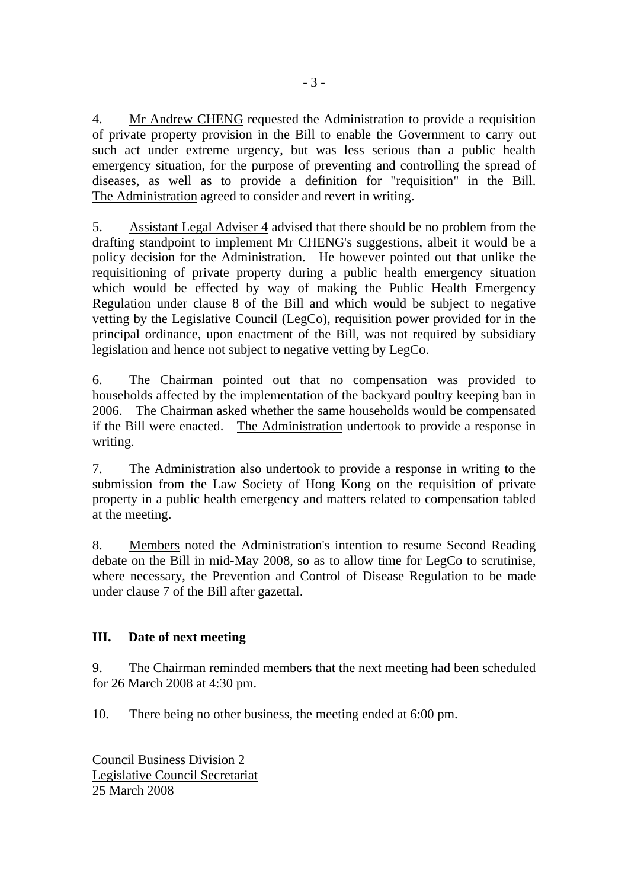4. Mr Andrew CHENG requested the Administration to provide a requisition of private property provision in the Bill to enable the Government to carry out such act under extreme urgency, but was less serious than a public health emergency situation, for the purpose of preventing and controlling the spread of diseases, as well as to provide a definition for "requisition" in the Bill. The Administration agreed to consider and revert in writing.

5. Assistant Legal Adviser 4 advised that there should be no problem from the drafting standpoint to implement Mr CHENG's suggestions, albeit it would be a policy decision for the Administration. He however pointed out that unlike the requisitioning of private property during a public health emergency situation which would be effected by way of making the Public Health Emergency Regulation under clause 8 of the Bill and which would be subject to negative vetting by the Legislative Council (LegCo), requisition power provided for in the principal ordinance, upon enactment of the Bill, was not required by subsidiary legislation and hence not subject to negative vetting by LegCo.

6. The Chairman pointed out that no compensation was provided to households affected by the implementation of the backyard poultry keeping ban in 2006. The Chairman asked whether the same households would be compensated if the Bill were enacted. The Administration undertook to provide a response in writing.

7. The Administration also undertook to provide a response in writing to the submission from the Law Society of Hong Kong on the requisition of private property in a public health emergency and matters related to compensation tabled at the meeting.

8. Members noted the Administration's intention to resume Second Reading debate on the Bill in mid-May 2008, so as to allow time for LegCo to scrutinise, where necessary, the Prevention and Control of Disease Regulation to be made under clause 7 of the Bill after gazettal.

## III. Date of next meeting

9. The Chairman reminded members that the next meeting had been scheduled for 26 March 2008 at 4:30 pm.

10. There being no other business, the meeting ended at 6:00 pm.

Council Business Division 2
Legislative Council Secretariat
25 March 2008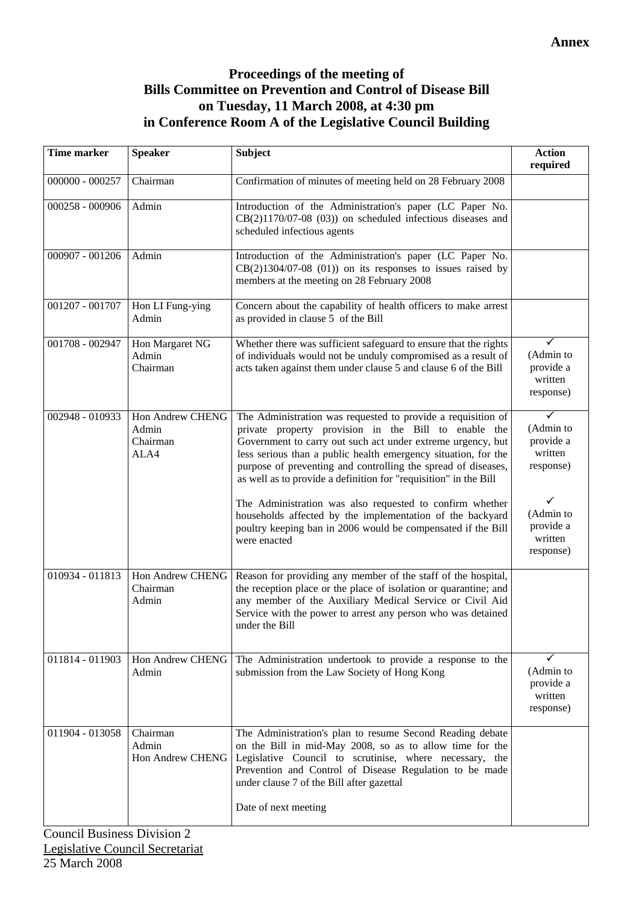**Annex**

# Proceedings of the meeting of Bills Committee on Prevention and Control of Disease Bill on Tuesday, 11 March 2008, at 4:30 pm in Conference Room A of the Legislative Council Building

| Time marker | Speaker | Subject | Action required |
|---|---|---|---|
| 000000 - 000257 | Chairman | Confirmation of minutes of meeting held on 28 February 2008 | |
| 000258 - 000906 | Admin | Introduction of the Administration's paper (LC Paper No. CB(2)1170/07-08 (03)) on scheduled infectious diseases and scheduled infectious agents | |
| 000907 - 001206 | Admin | Introduction of the Administration's paper (LC Paper No. CB(2)1304/07-08 (01)) on its responses to issues raised by members at the meeting on 28 February 2008 | |
| 001207 - 001707 | Hon LI Fung-ying<br>Admin | Concern about the capability of health officers to make arrest as provided in clause 5 of the Bill | |
| 001708 - 002947 | Hon Margaret NG<br>Admin<br>Chairman | Whether there was sufficient safeguard to ensure that the rights of individuals would not be unduly compromised as a result of acts taken against them under clause 5 and clause 6 of the Bill | ✓<br>(Admin to provide a written response) |
| 002948 - 010933 | Hon Andrew CHENG<br>Admin<br>Chairman<br>ALA4 | The Administration was requested to provide a requisition of private property provision in the Bill to enable the Government to carry out such act under extreme urgency, but less serious than a public health emergency situation, for the purpose of preventing and controlling the spread of diseases, as well as to provide a definition for "requisition" in the Bill<br><br>The Administration was also requested to confirm whether households affected by the implementation of the backyard poultry keeping ban in 2006 would be compensated if the Bill were enacted | ✓<br>(Admin to provide a written response)<br><br>✓<br>(Admin to provide a written response) |
| 010934 - 011813 | Hon Andrew CHENG<br>Chairman<br>Admin | Reason for providing any member of the staff of the hospital, the reception place or the place of isolation or quarantine; and any member of the Auxiliary Medical Service or Civil Aid Service with the power to arrest any person who was detained under the Bill | |
| 011814 - 011903 | Hon Andrew CHENG<br>Admin | The Administration undertook to provide a response to the submission from the Law Society of Hong Kong | ✓<br>(Admin to provide a written response) |
| 011904 - 013058 | Chairman<br>Admin<br>Hon Andrew CHENG | The Administration's plan to resume Second Reading debate on the Bill in mid-May 2008, so as to allow time for the Legislative Council to scrutinise, where necessary, the Prevention and Control of Disease Regulation to be made under clause 7 of the Bill after gazettal<br><br>Date of next meeting | |

Council Business Division 2
Legislative Council Secretariat
25 March 2008